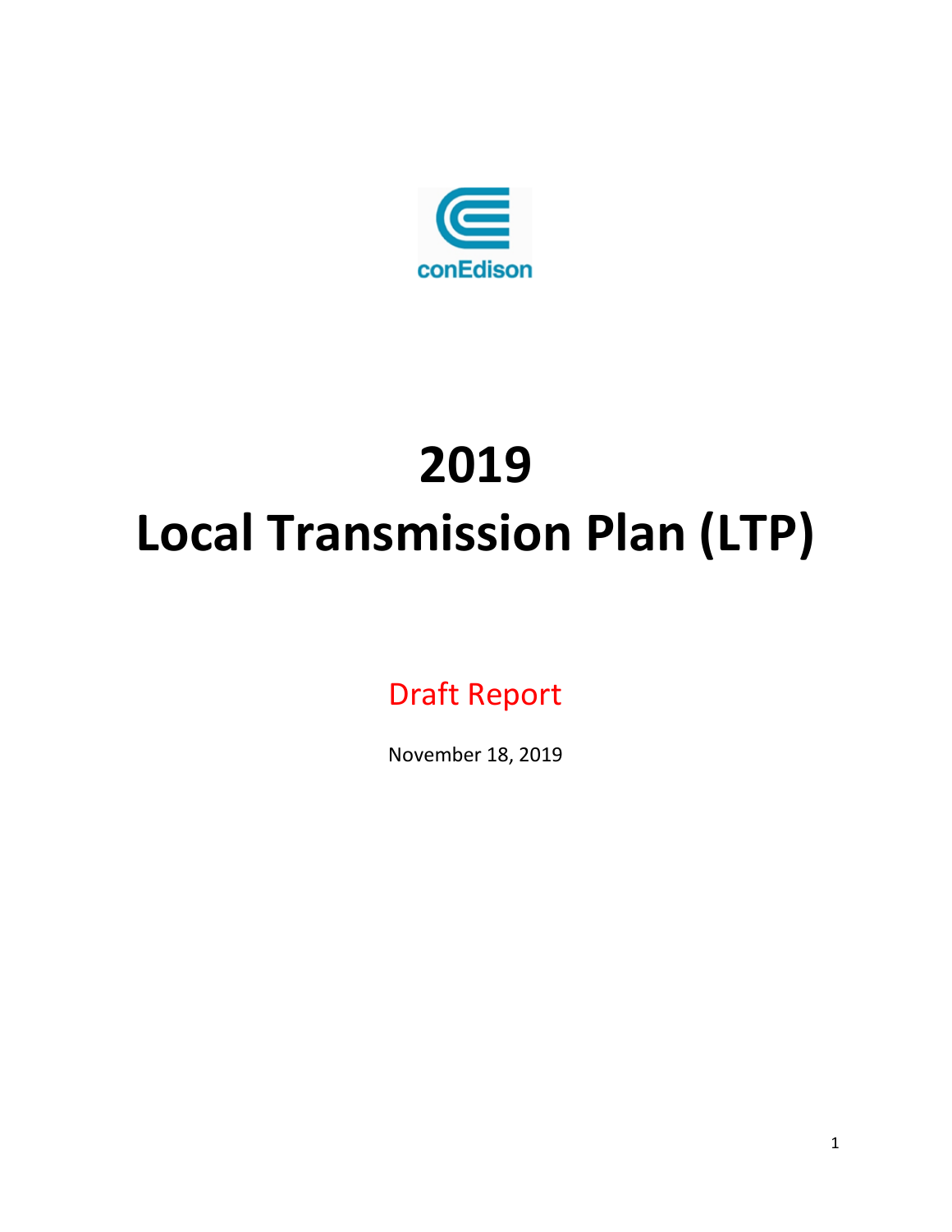conEdison

# 2019
# Local Transmission Plan (LTP)

Draft Report

November 18, 2019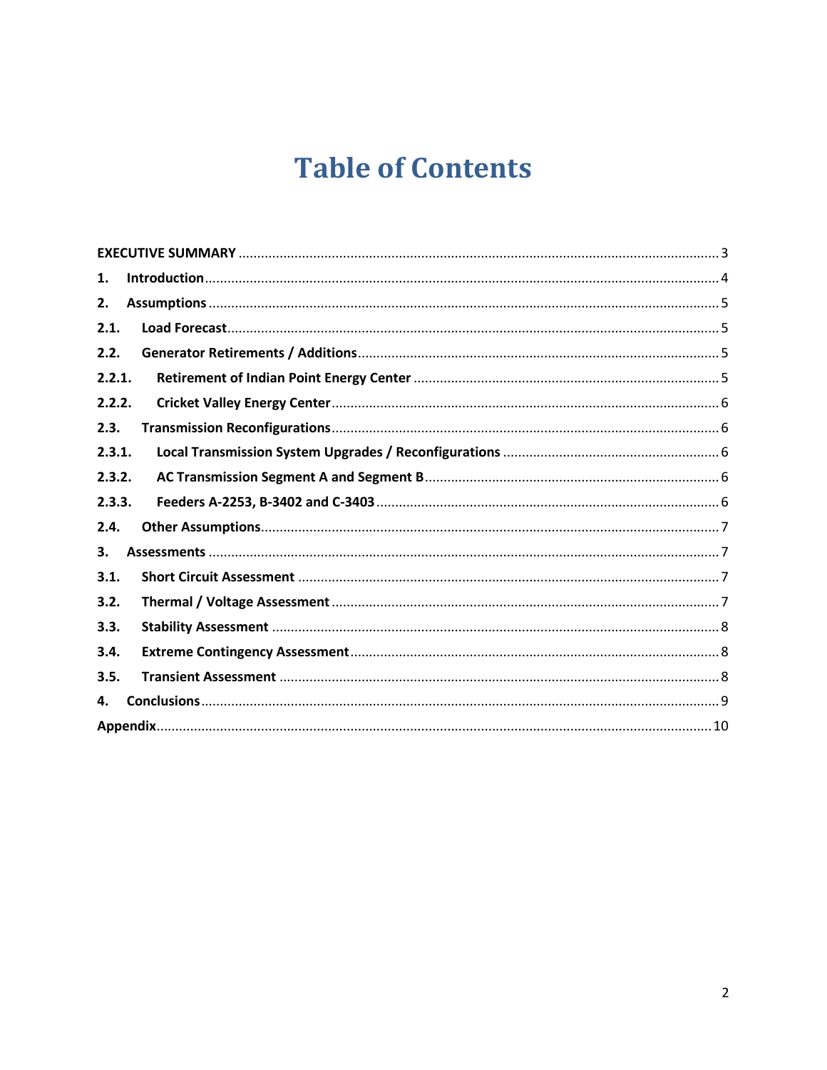# Table of Contents

| | | |
|---|---|---|
| **EXECUTIVE SUMMARY** | | 3 |
| **1.** | **Introduction** | 4 |
| **2.** | **Assumptions** | 5 |
| **2.1.** | **Load Forecast** | 5 |
| **2.2.** | **Generator Retirements / Additions** | 5 |
| **2.2.1.** | **Retirement of Indian Point Energy Center** | 5 |
| **2.2.2.** | **Cricket Valley Energy Center** | 6 |
| **2.3.** | **Transmission Reconfigurations** | 6 |
| **2.3.1.** | **Local Transmission System Upgrades / Reconfigurations** | 6 |
| **2.3.2.** | **AC Transmission Segment A and Segment B** | 6 |
| **2.3.3.** | **Feeders A-2253, B-3402 and C-3403** | 6 |
| **2.4.** | **Other Assumptions** | 7 |
| **3.** | **Assessments** | 7 |
| **3.1.** | **Short Circuit Assessment** | 7 |
| **3.2.** | **Thermal / Voltage Assessment** | 7 |
| **3.3.** | **Stability Assessment** | 8 |
| **3.4.** | **Extreme Contingency Assessment** | 8 |
| **3.5.** | **Transient Assessment** | 8 |
| **4.** | **Conclusions** | 9 |
| **Appendix** | | 10 |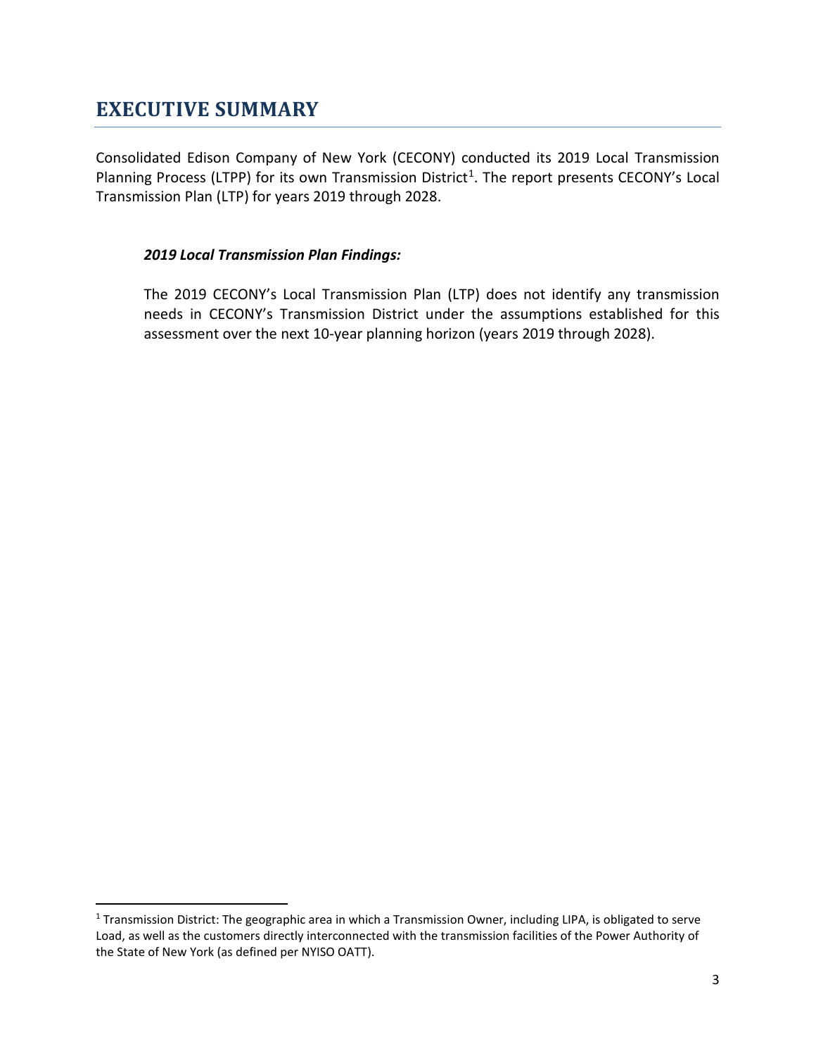# EXECUTIVE SUMMARY

Consolidated Edison Company of New York (CECONY) conducted its 2019 Local Transmission Planning Process (LTPP) for its own Transmission District[1]. The report presents CECONY's Local Transmission Plan (LTP) for years 2019 through 2028.

***2019 Local Transmission Plan Findings:***

The 2019 CECONY's Local Transmission Plan (LTP) does not identify any transmission needs in CECONY's Transmission District under the assumptions established for this assessment over the next 10-year planning horizon (years 2019 through 2028).

[1] Transmission District: The geographic area in which a Transmission Owner, including LIPA, is obligated to serve Load, as well as the customers directly interconnected with the transmission facilities of the Power Authority of the State of New York (as defined per NYISO OATT).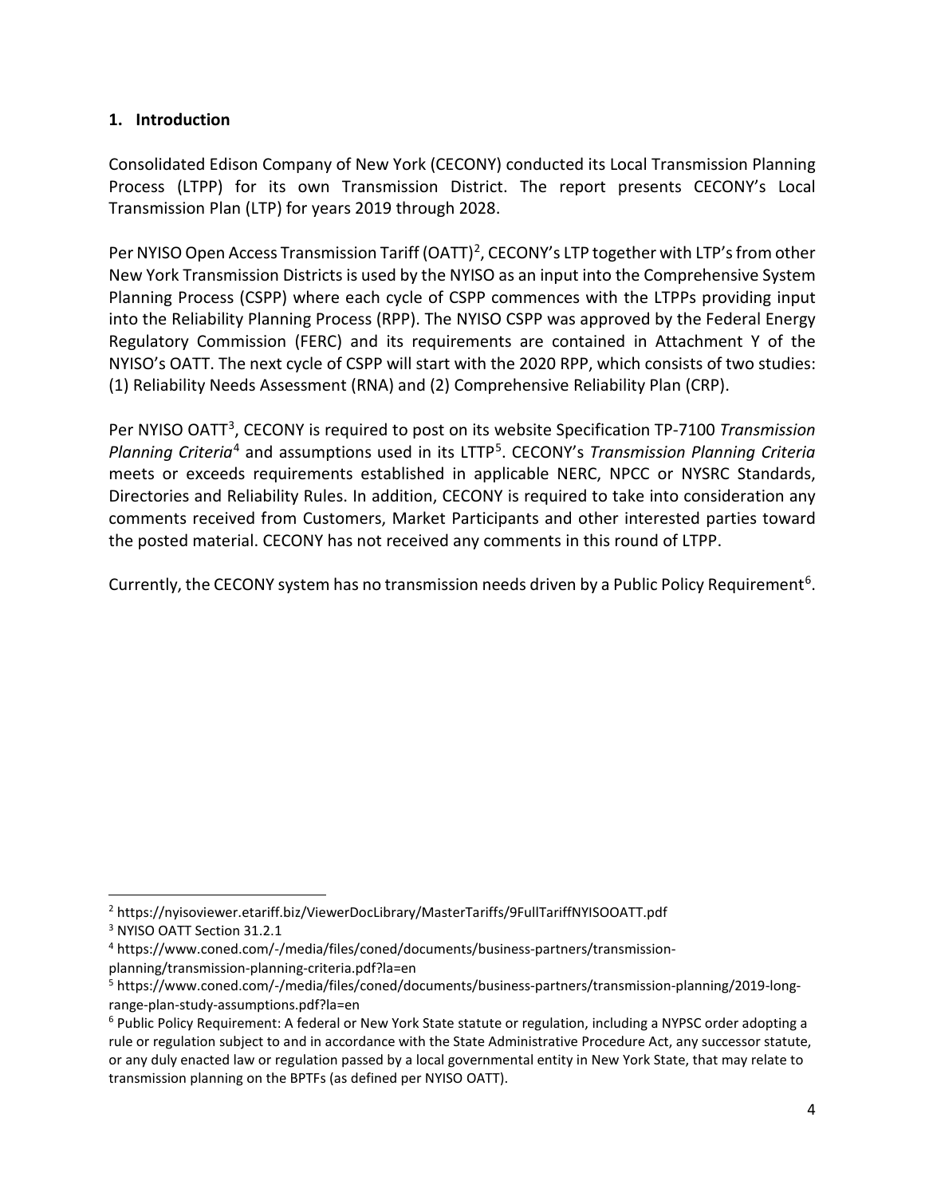## 1. Introduction

Consolidated Edison Company of New York (CECONY) conducted its Local Transmission Planning Process (LTPP) for its own Transmission District. The report presents CECONY's Local Transmission Plan (LTP) for years 2019 through 2028.

Per NYISO Open Access Transmission Tariff (OATT)[2], CECONY's LTP together with LTP's from other New York Transmission Districts is used by the NYISO as an input into the Comprehensive System Planning Process (CSPP) where each cycle of CSPP commences with the LTPPs providing input into the Reliability Planning Process (RPP). The NYISO CSPP was approved by the Federal Energy Regulatory Commission (FERC) and its requirements are contained in Attachment Y of the NYISO's OATT. The next cycle of CSPP will start with the 2020 RPP, which consists of two studies: (1) Reliability Needs Assessment (RNA) and (2) Comprehensive Reliability Plan (CRP).

Per NYISO OATT[3], CECONY is required to post on its website Specification TP-7100 *Transmission Planning Criteria*[4] and assumptions used in its LTTP[5]. CECONY's *Transmission Planning Criteria* meets or exceeds requirements established in applicable NERC, NPCC or NYSRC Standards, Directories and Reliability Rules. In addition, CECONY is required to take into consideration any comments received from Customers, Market Participants and other interested parties toward the posted material. CECONY has not received any comments in this round of LTPP.

Currently, the CECONY system has no transmission needs driven by a Public Policy Requirement[6].

---

[2] https://nyisoviewer.etariff.biz/ViewerDocLibrary/MasterTariffs/9FullTariffNYISOOATT.pdf

[3] NYISO OATT Section 31.2.1

[4] https://www.coned.com/-/media/files/coned/documents/business-partners/transmission-planning/transmission-planning-criteria.pdf?la=en

[5] https://www.coned.com/-/media/files/coned/documents/business-partners/transmission-planning/2019-long-range-plan-study-assumptions.pdf?la=en

[6] Public Policy Requirement: A federal or New York State statute or regulation, including a NYPSC order adopting a rule or regulation subject to and in accordance with the State Administrative Procedure Act, any successor statute, or any duly enacted law or regulation passed by a local governmental entity in New York State, that may relate to transmission planning on the BPTFs (as defined per NYISO OATT).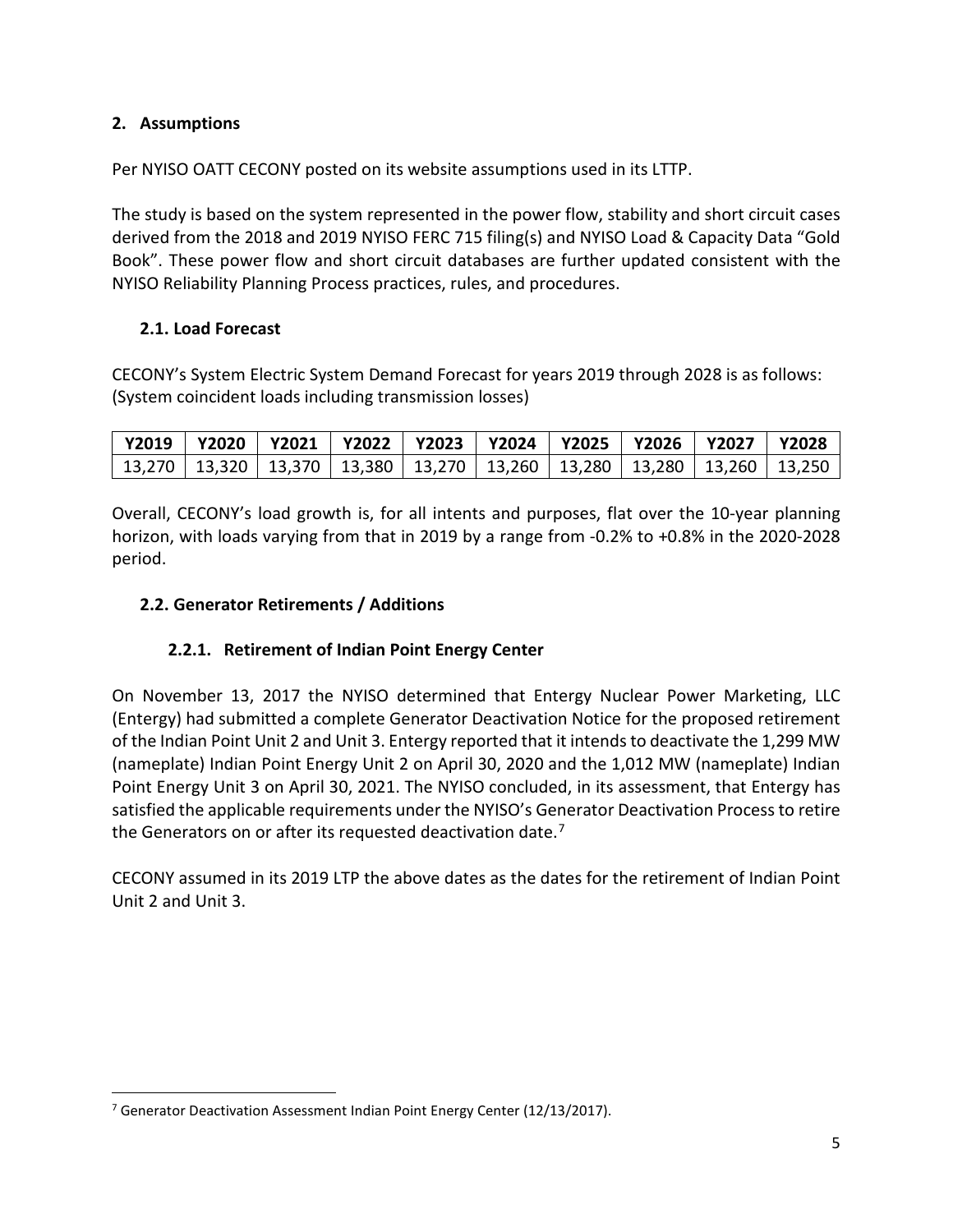## 2. Assumptions

Per NYISO OATT CECONY posted on its website assumptions used in its LTTP.

The study is based on the system represented in the power flow, stability and short circuit cases derived from the 2018 and 2019 NYISO FERC 715 filing(s) and NYISO Load & Capacity Data "Gold Book". These power flow and short circuit databases are further updated consistent with the NYISO Reliability Planning Process practices, rules, and procedures.

### 2.1. Load Forecast

CECONY's System Electric System Demand Forecast for years 2019 through 2028 is as follows: (System coincident loads including transmission losses)

| Y2019 | Y2020 | Y2021 | Y2022 | Y2023 | Y2024 | Y2025 | Y2026 | Y2027 | Y2028 |
|---|---|---|---|---|---|---|---|---|---|
| 13,270 | 13,320 | 13,370 | 13,380 | 13,270 | 13,260 | 13,280 | 13,280 | 13,260 | 13,250 |

Overall, CECONY's load growth is, for all intents and purposes, flat over the 10-year planning horizon, with loads varying from that in 2019 by a range from -0.2% to +0.8% in the 2020-2028 period.

### 2.2. Generator Retirements / Additions

#### 2.2.1. Retirement of Indian Point Energy Center

On November 13, 2017 the NYISO determined that Entergy Nuclear Power Marketing, LLC (Entergy) had submitted a complete Generator Deactivation Notice for the proposed retirement of the Indian Point Unit 2 and Unit 3. Entergy reported that it intends to deactivate the 1,299 MW (nameplate) Indian Point Energy Unit 2 on April 30, 2020 and the 1,012 MW (nameplate) Indian Point Energy Unit 3 on April 30, 2021. The NYISO concluded, in its assessment, that Entergy has satisfied the applicable requirements under the NYISO's Generator Deactivation Process to retire the Generators on or after its requested deactivation date.[7]

CECONY assumed in its 2019 LTP the above dates as the dates for the retirement of Indian Point Unit 2 and Unit 3.

[7] Generator Deactivation Assessment Indian Point Energy Center (12/13/2017).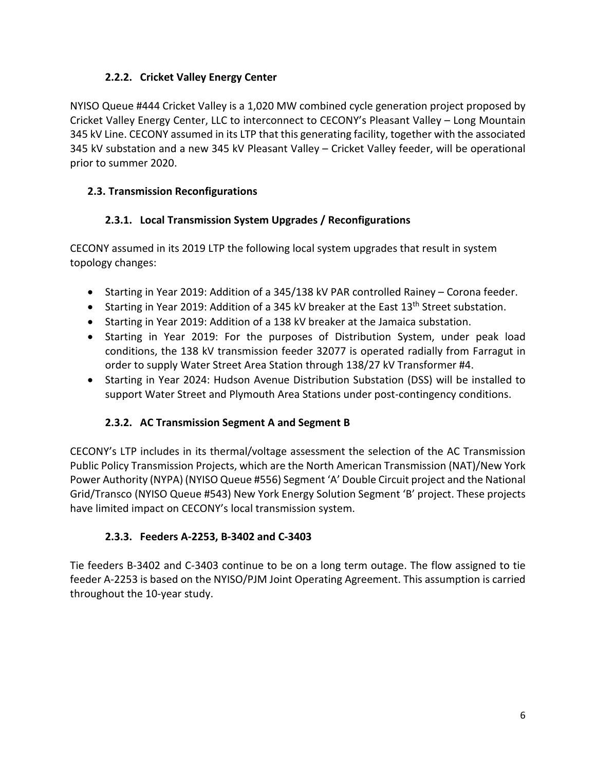### 2.2.2. Cricket Valley Energy Center

NYISO Queue #444 Cricket Valley is a 1,020 MW combined cycle generation project proposed by Cricket Valley Energy Center, LLC to interconnect to CECONY's Pleasant Valley – Long Mountain 345 kV Line. CECONY assumed in its LTP that this generating facility, together with the associated 345 kV substation and a new 345 kV Pleasant Valley – Cricket Valley feeder, will be operational prior to summer 2020.

## 2.3. Transmission Reconfigurations

### 2.3.1. Local Transmission System Upgrades / Reconfigurations

CECONY assumed in its 2019 LTP the following local system upgrades that result in system topology changes:

- Starting in Year 2019: Addition of a 345/138 kV PAR controlled Rainey – Corona feeder.
- Starting in Year 2019: Addition of a 345 kV breaker at the East 13th Street substation.
- Starting in Year 2019: Addition of a 138 kV breaker at the Jamaica substation.
- Starting in Year 2019: For the purposes of Distribution System, under peak load conditions, the 138 kV transmission feeder 32077 is operated radially from Farragut in order to supply Water Street Area Station through 138/27 kV Transformer #4.
- Starting in Year 2024: Hudson Avenue Distribution Substation (DSS) will be installed to support Water Street and Plymouth Area Stations under post-contingency conditions.

### 2.3.2. AC Transmission Segment A and Segment B

CECONY's LTP includes in its thermal/voltage assessment the selection of the AC Transmission Public Policy Transmission Projects, which are the North American Transmission (NAT)/New York Power Authority (NYPA) (NYISO Queue #556) Segment 'A' Double Circuit project and the National Grid/Transco (NYISO Queue #543) New York Energy Solution Segment 'B' project. These projects have limited impact on CECONY's local transmission system.

### 2.3.3. Feeders A-2253, B-3402 and C-3403

Tie feeders B-3402 and C-3403 continue to be on a long term outage. The flow assigned to tie feeder A-2253 is based on the NYISO/PJM Joint Operating Agreement. This assumption is carried throughout the 10-year study.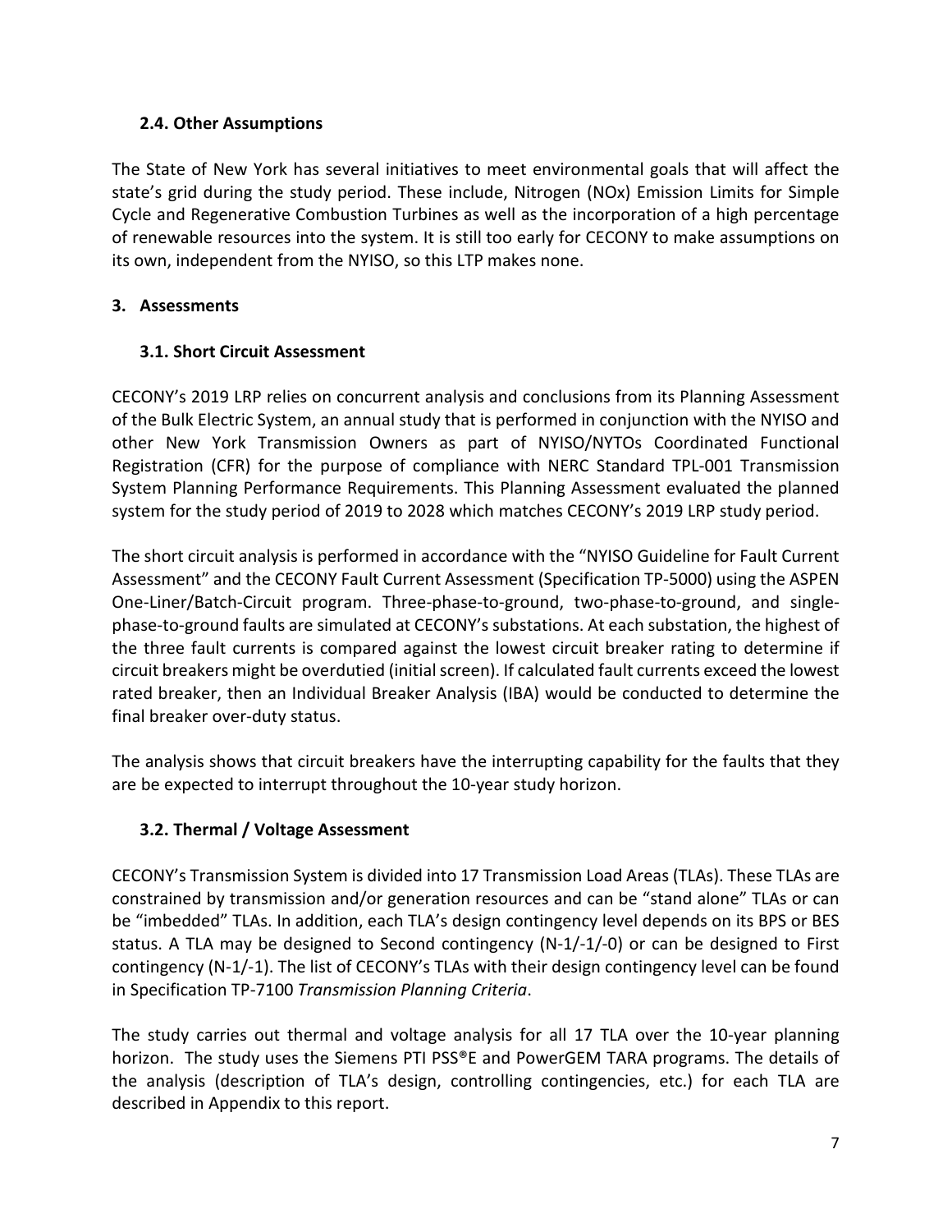### 2.4. Other Assumptions

The State of New York has several initiatives to meet environmental goals that will affect the state's grid during the study period. These include, Nitrogen (NOx) Emission Limits for Simple Cycle and Regenerative Combustion Turbines as well as the incorporation of a high percentage of renewable resources into the system. It is still too early for CECONY to make assumptions on its own, independent from the NYISO, so this LTP makes none.

## 3. Assessments

### 3.1. Short Circuit Assessment

CECONY's 2019 LRP relies on concurrent analysis and conclusions from its Planning Assessment of the Bulk Electric System, an annual study that is performed in conjunction with the NYISO and other New York Transmission Owners as part of NYISO/NYTOs Coordinated Functional Registration (CFR) for the purpose of compliance with NERC Standard TPL-001 Transmission System Planning Performance Requirements. This Planning Assessment evaluated the planned system for the study period of 2019 to 2028 which matches CECONY's 2019 LRP study period.

The short circuit analysis is performed in accordance with the "NYISO Guideline for Fault Current Assessment" and the CECONY Fault Current Assessment (Specification TP-5000) using the ASPEN One-Liner/Batch-Circuit program. Three-phase-to-ground, two-phase-to-ground, and single-phase-to-ground faults are simulated at CECONY's substations. At each substation, the highest of the three fault currents is compared against the lowest circuit breaker rating to determine if circuit breakers might be overdutied (initial screen). If calculated fault currents exceed the lowest rated breaker, then an Individual Breaker Analysis (IBA) would be conducted to determine the final breaker over-duty status.

The analysis shows that circuit breakers have the interrupting capability for the faults that they are be expected to interrupt throughout the 10-year study horizon.

### 3.2. Thermal / Voltage Assessment

CECONY's Transmission System is divided into 17 Transmission Load Areas (TLAs). These TLAs are constrained by transmission and/or generation resources and can be "stand alone" TLAs or can be "imbedded" TLAs. In addition, each TLA's design contingency level depends on its BPS or BES status. A TLA may be designed to Second contingency (N-1/-1/-0) or can be designed to First contingency (N-1/-1). The list of CECONY's TLAs with their design contingency level can be found in Specification TP-7100 *Transmission Planning Criteria*.

The study carries out thermal and voltage analysis for all 17 TLA over the 10-year planning horizon. The study uses the Siemens PTI PSS®E and PowerGEM TARA programs. The details of the analysis (description of TLA's design, controlling contingencies, etc.) for each TLA are described in Appendix to this report.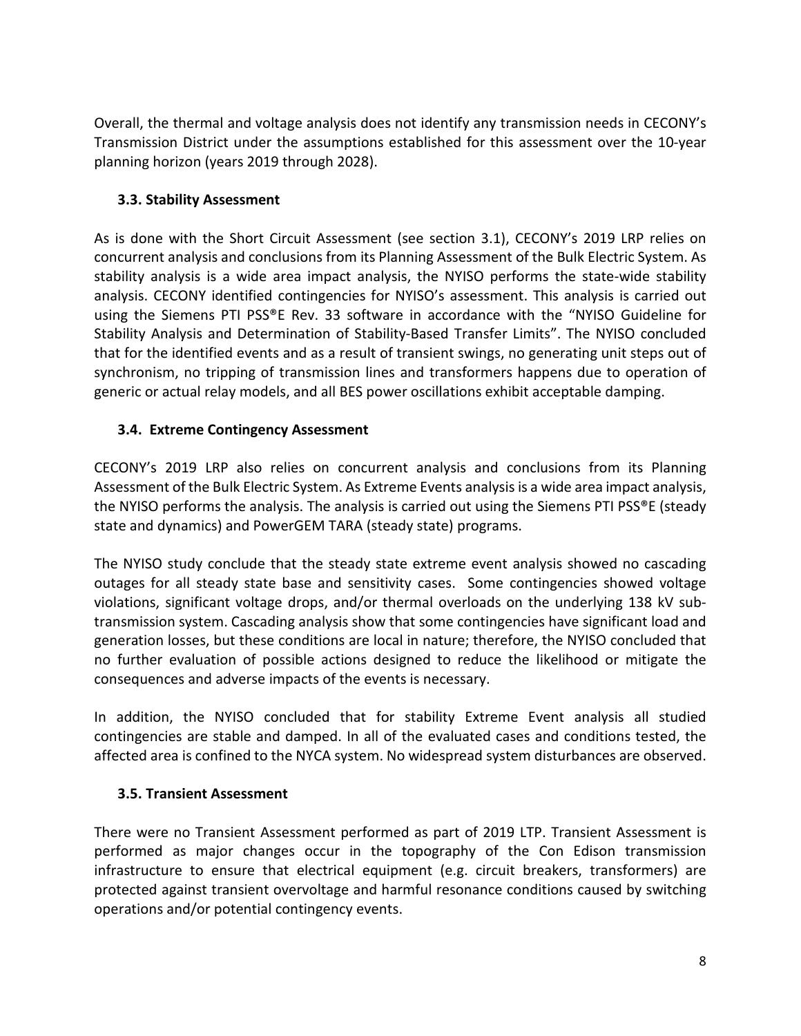Overall, the thermal and voltage analysis does not identify any transmission needs in CECONY's Transmission District under the assumptions established for this assessment over the 10-year planning horizon (years 2019 through 2028).

### 3.3. Stability Assessment

As is done with the Short Circuit Assessment (see section 3.1), CECONY's 2019 LRP relies on concurrent analysis and conclusions from its Planning Assessment of the Bulk Electric System. As stability analysis is a wide area impact analysis, the NYISO performs the state-wide stability analysis. CECONY identified contingencies for NYISO's assessment. This analysis is carried out using the Siemens PTI PSS®E Rev. 33 software in accordance with the "NYISO Guideline for Stability Analysis and Determination of Stability-Based Transfer Limits". The NYISO concluded that for the identified events and as a result of transient swings, no generating unit steps out of synchronism, no tripping of transmission lines and transformers happens due to operation of generic or actual relay models, and all BES power oscillations exhibit acceptable damping.

### 3.4. Extreme Contingency Assessment

CECONY's 2019 LRP also relies on concurrent analysis and conclusions from its Planning Assessment of the Bulk Electric System. As Extreme Events analysis is a wide area impact analysis, the NYISO performs the analysis. The analysis is carried out using the Siemens PTI PSS®E (steady state and dynamics) and PowerGEM TARA (steady state) programs.

The NYISO study conclude that the steady state extreme event analysis showed no cascading outages for all steady state base and sensitivity cases. Some contingencies showed voltage violations, significant voltage drops, and/or thermal overloads on the underlying 138 kV sub-transmission system. Cascading analysis show that some contingencies have significant load and generation losses, but these conditions are local in nature; therefore, the NYISO concluded that no further evaluation of possible actions designed to reduce the likelihood or mitigate the consequences and adverse impacts of the events is necessary.

In addition, the NYISO concluded that for stability Extreme Event analysis all studied contingencies are stable and damped. In all of the evaluated cases and conditions tested, the affected area is confined to the NYCA system. No widespread system disturbances are observed.

### 3.5. Transient Assessment

There were no Transient Assessment performed as part of 2019 LTP. Transient Assessment is performed as major changes occur in the topography of the Con Edison transmission infrastructure to ensure that electrical equipment (e.g. circuit breakers, transformers) are protected against transient overvoltage and harmful resonance conditions caused by switching operations and/or potential contingency events.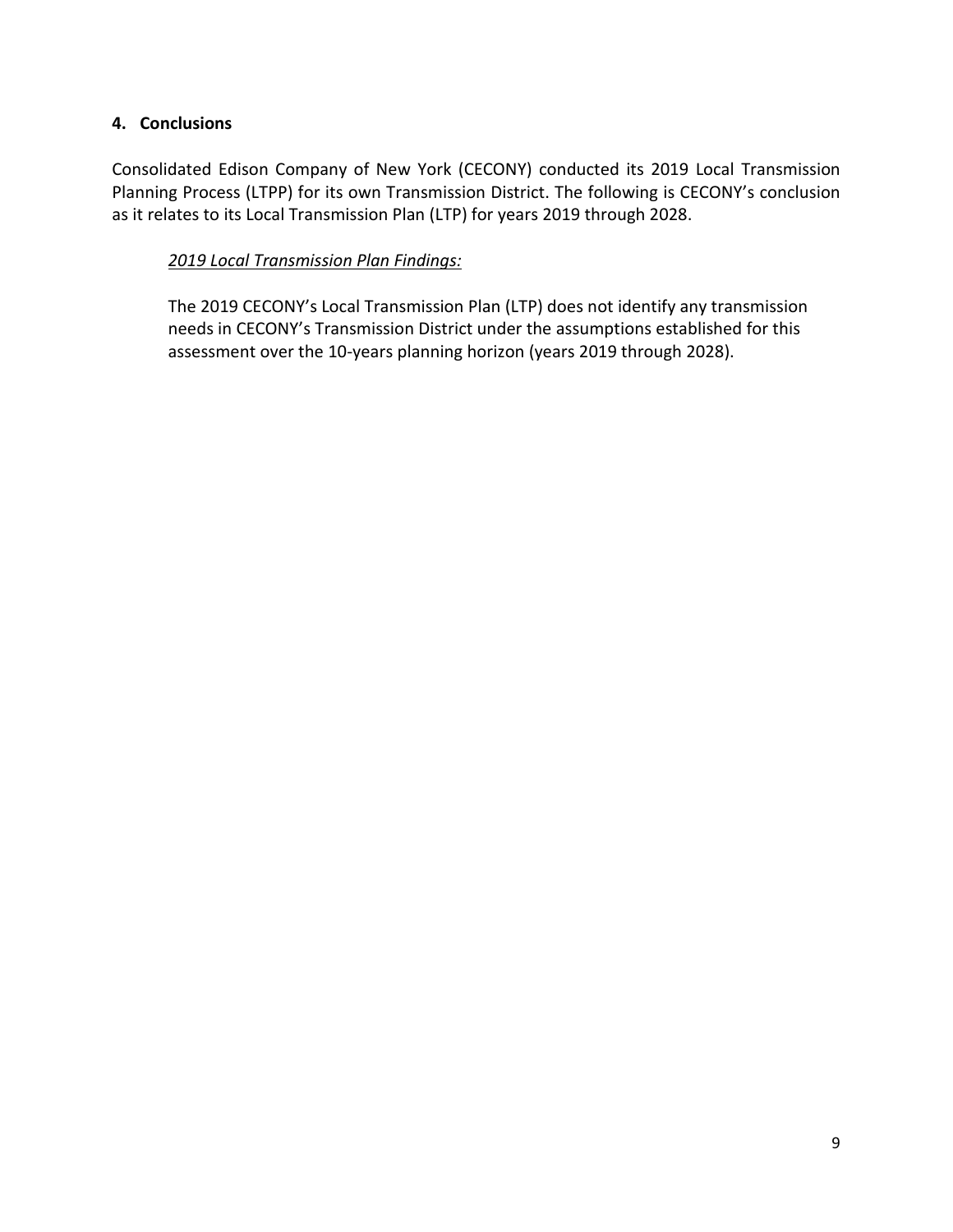## 4. Conclusions

Consolidated Edison Company of New York (CECONY) conducted its 2019 Local Transmission Planning Process (LTPP) for its own Transmission District. The following is CECONY's conclusion as it relates to its Local Transmission Plan (LTP) for years 2019 through 2028.

*2019 Local Transmission Plan Findings:*

The 2019 CECONY's Local Transmission Plan (LTP) does not identify any transmission needs in CECONY's Transmission District under the assumptions established for this assessment over the 10-years planning horizon (years 2019 through 2028).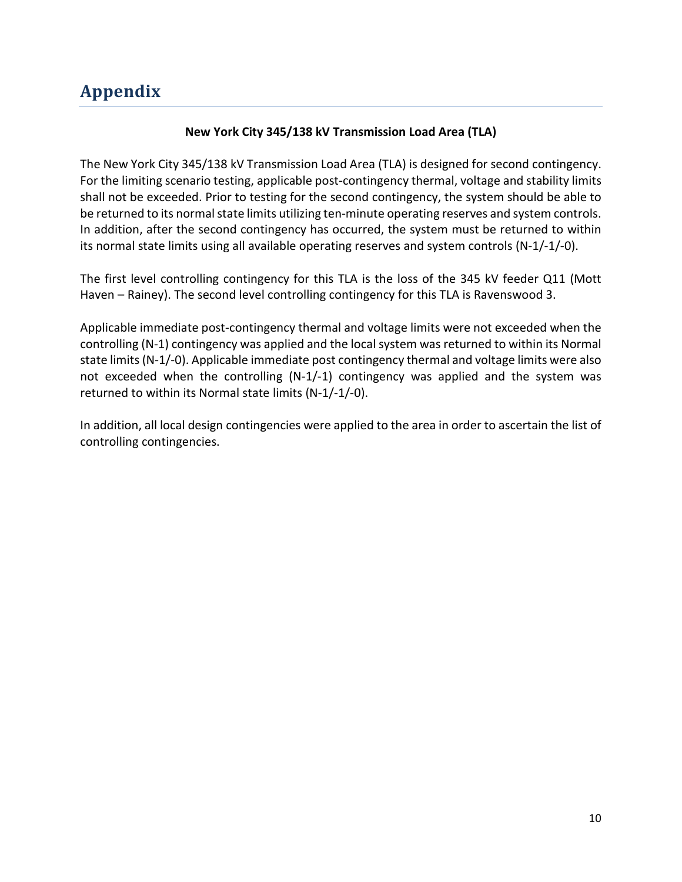# Appendix

**New York City 345/138 kV Transmission Load Area (TLA)**

The New York City 345/138 kV Transmission Load Area (TLA) is designed for second contingency. For the limiting scenario testing, applicable post-contingency thermal, voltage and stability limits shall not be exceeded. Prior to testing for the second contingency, the system should be able to be returned to its normal state limits utilizing ten-minute operating reserves and system controls. In addition, after the second contingency has occurred, the system must be returned to within its normal state limits using all available operating reserves and system controls (N-1/-1/-0).

The first level controlling contingency for this TLA is the loss of the 345 kV feeder Q11 (Mott Haven – Rainey). The second level controlling contingency for this TLA is Ravenswood 3.

Applicable immediate post-contingency thermal and voltage limits were not exceeded when the controlling (N-1) contingency was applied and the local system was returned to within its Normal state limits (N-1/-0). Applicable immediate post contingency thermal and voltage limits were also not exceeded when the controlling (N-1/-1) contingency was applied and the system was returned to within its Normal state limits (N-1/-1/-0).

In addition, all local design contingencies were applied to the area in order to ascertain the list of controlling contingencies.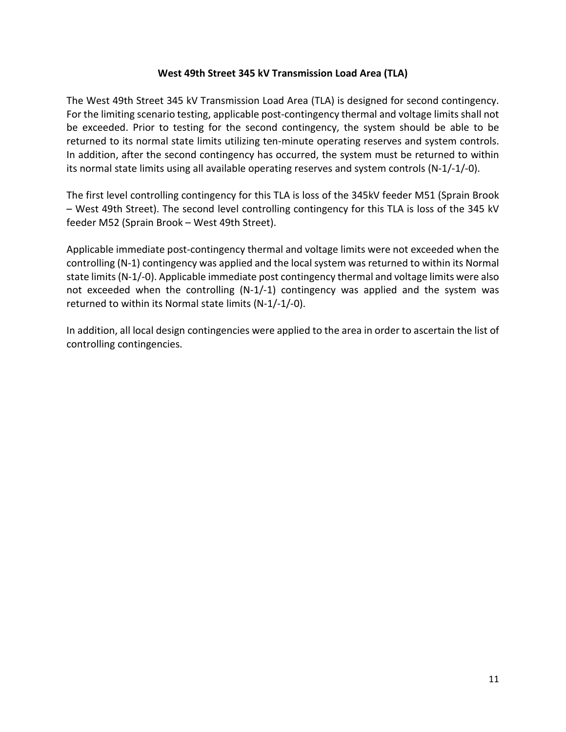## West 49th Street 345 kV Transmission Load Area (TLA)

The West 49th Street 345 kV Transmission Load Area (TLA) is designed for second contingency. For the limiting scenario testing, applicable post-contingency thermal and voltage limits shall not be exceeded. Prior to testing for the second contingency, the system should be able to be returned to its normal state limits utilizing ten-minute operating reserves and system controls. In addition, after the second contingency has occurred, the system must be returned to within its normal state limits using all available operating reserves and system controls (N-1/-1/-0).

The first level controlling contingency for this TLA is loss of the 345kV feeder M51 (Sprain Brook – West 49th Street). The second level controlling contingency for this TLA is loss of the 345 kV feeder M52 (Sprain Brook – West 49th Street).

Applicable immediate post-contingency thermal and voltage limits were not exceeded when the controlling (N-1) contingency was applied and the local system was returned to within its Normal state limits (N-1/-0). Applicable immediate post contingency thermal and voltage limits were also not exceeded when the controlling (N-1/-1) contingency was applied and the system was returned to within its Normal state limits (N-1/-1/-0).

In addition, all local design contingencies were applied to the area in order to ascertain the list of controlling contingencies.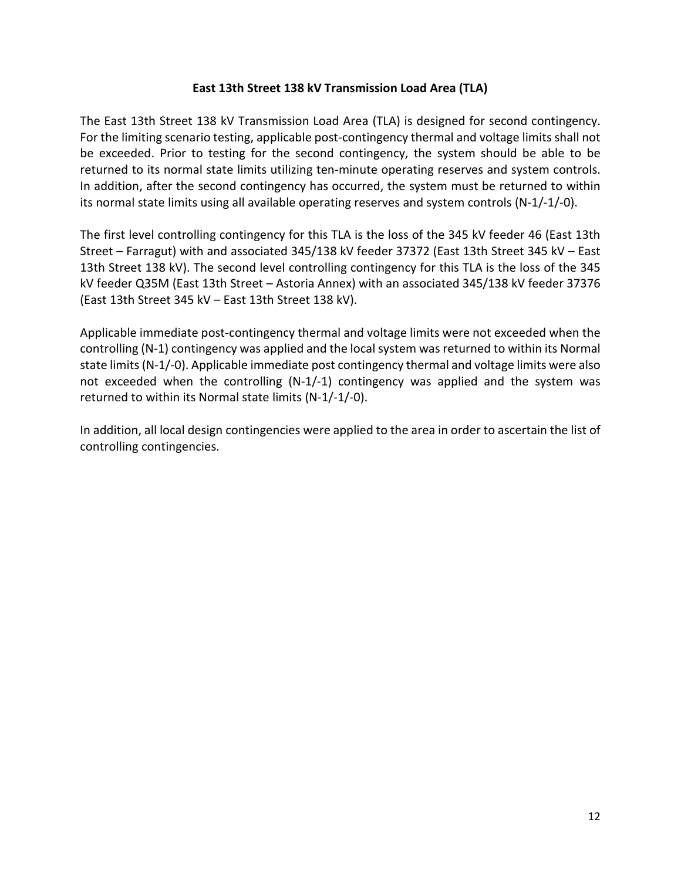**East 13th Street 138 kV Transmission Load Area (TLA)**

The East 13th Street 138 kV Transmission Load Area (TLA) is designed for second contingency. For the limiting scenario testing, applicable post-contingency thermal and voltage limits shall not be exceeded. Prior to testing for the second contingency, the system should be able to be returned to its normal state limits utilizing ten-minute operating reserves and system controls. In addition, after the second contingency has occurred, the system must be returned to within its normal state limits using all available operating reserves and system controls (N-1/-1/-0).

The first level controlling contingency for this TLA is the loss of the 345 kV feeder 46 (East 13th Street – Farragut) with and associated 345/138 kV feeder 37372 (East 13th Street 345 kV – East 13th Street 138 kV). The second level controlling contingency for this TLA is the loss of the 345 kV feeder Q35M (East 13th Street – Astoria Annex) with an associated 345/138 kV feeder 37376 (East 13th Street 345 kV – East 13th Street 138 kV).

Applicable immediate post-contingency thermal and voltage limits were not exceeded when the controlling (N-1) contingency was applied and the local system was returned to within its Normal state limits (N-1/-0). Applicable immediate post contingency thermal and voltage limits were also not exceeded when the controlling (N-1/-1) contingency was applied and the system was returned to within its Normal state limits (N-1/-1/-0).

In addition, all local design contingencies were applied to the area in order to ascertain the list of controlling contingencies.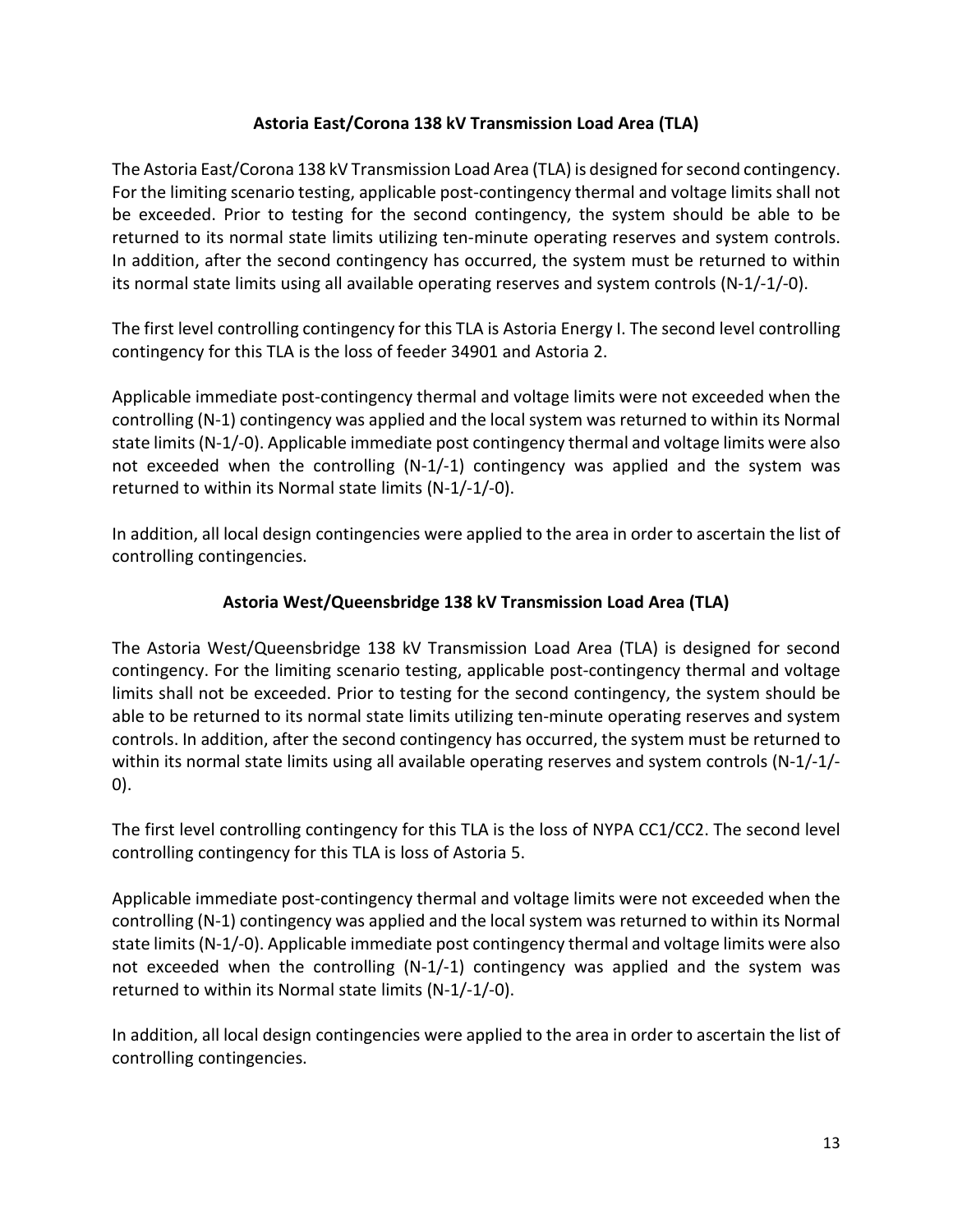### Astoria East/Corona 138 kV Transmission Load Area (TLA)

The Astoria East/Corona 138 kV Transmission Load Area (TLA) is designed for second contingency. For the limiting scenario testing, applicable post-contingency thermal and voltage limits shall not be exceeded. Prior to testing for the second contingency, the system should be able to be returned to its normal state limits utilizing ten-minute operating reserves and system controls. In addition, after the second contingency has occurred, the system must be returned to within its normal state limits using all available operating reserves and system controls (N-1/-1/-0).

The first level controlling contingency for this TLA is Astoria Energy I. The second level controlling contingency for this TLA is the loss of feeder 34901 and Astoria 2.

Applicable immediate post-contingency thermal and voltage limits were not exceeded when the controlling (N-1) contingency was applied and the local system was returned to within its Normal state limits (N-1/-0). Applicable immediate post contingency thermal and voltage limits were also not exceeded when the controlling (N-1/-1) contingency was applied and the system was returned to within its Normal state limits (N-1/-1/-0).

In addition, all local design contingencies were applied to the area in order to ascertain the list of controlling contingencies.

### Astoria West/Queensbridge 138 kV Transmission Load Area (TLA)

The Astoria West/Queensbridge 138 kV Transmission Load Area (TLA) is designed for second contingency. For the limiting scenario testing, applicable post-contingency thermal and voltage limits shall not be exceeded. Prior to testing for the second contingency, the system should be able to be returned to its normal state limits utilizing ten-minute operating reserves and system controls. In addition, after the second contingency has occurred, the system must be returned to within its normal state limits using all available operating reserves and system controls (N-1/-1/-0).

The first level controlling contingency for this TLA is the loss of NYPA CC1/CC2. The second level controlling contingency for this TLA is loss of Astoria 5.

Applicable immediate post-contingency thermal and voltage limits were not exceeded when the controlling (N-1) contingency was applied and the local system was returned to within its Normal state limits (N-1/-0). Applicable immediate post contingency thermal and voltage limits were also not exceeded when the controlling (N-1/-1) contingency was applied and the system was returned to within its Normal state limits (N-1/-1/-0).

In addition, all local design contingencies were applied to the area in order to ascertain the list of controlling contingencies.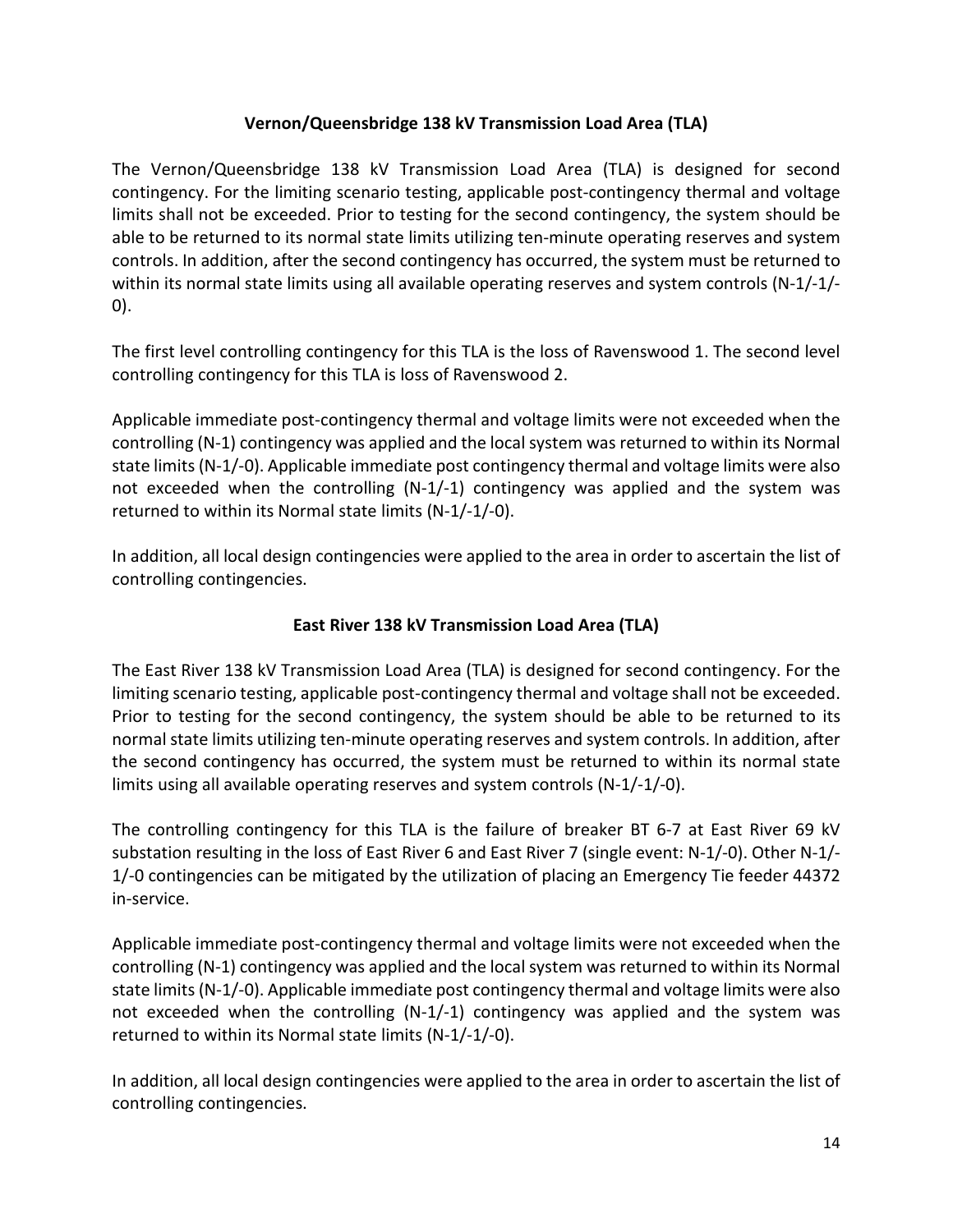### Vernon/Queensbridge 138 kV Transmission Load Area (TLA)

The Vernon/Queensbridge 138 kV Transmission Load Area (TLA) is designed for second contingency. For the limiting scenario testing, applicable post-contingency thermal and voltage limits shall not be exceeded. Prior to testing for the second contingency, the system should be able to be returned to its normal state limits utilizing ten-minute operating reserves and system controls. In addition, after the second contingency has occurred, the system must be returned to within its normal state limits using all available operating reserves and system controls (N-1/-1/-0).

The first level controlling contingency for this TLA is the loss of Ravenswood 1. The second level controlling contingency for this TLA is loss of Ravenswood 2.

Applicable immediate post-contingency thermal and voltage limits were not exceeded when the controlling (N-1) contingency was applied and the local system was returned to within its Normal state limits (N-1/-0). Applicable immediate post contingency thermal and voltage limits were also not exceeded when the controlling (N-1/-1) contingency was applied and the system was returned to within its Normal state limits (N-1/-1/-0).

In addition, all local design contingencies were applied to the area in order to ascertain the list of controlling contingencies.

### East River 138 kV Transmission Load Area (TLA)

The East River 138 kV Transmission Load Area (TLA) is designed for second contingency. For the limiting scenario testing, applicable post-contingency thermal and voltage shall not be exceeded. Prior to testing for the second contingency, the system should be able to be returned to its normal state limits utilizing ten-minute operating reserves and system controls. In addition, after the second contingency has occurred, the system must be returned to within its normal state limits using all available operating reserves and system controls (N-1/-1/-0).

The controlling contingency for this TLA is the failure of breaker BT 6-7 at East River 69 kV substation resulting in the loss of East River 6 and East River 7 (single event: N-1/-0). Other N-1/-1/-0 contingencies can be mitigated by the utilization of placing an Emergency Tie feeder 44372 in-service.

Applicable immediate post-contingency thermal and voltage limits were not exceeded when the controlling (N-1) contingency was applied and the local system was returned to within its Normal state limits (N-1/-0). Applicable immediate post contingency thermal and voltage limits were also not exceeded when the controlling (N-1/-1) contingency was applied and the system was returned to within its Normal state limits (N-1/-1/-0).

In addition, all local design contingencies were applied to the area in order to ascertain the list of controlling contingencies.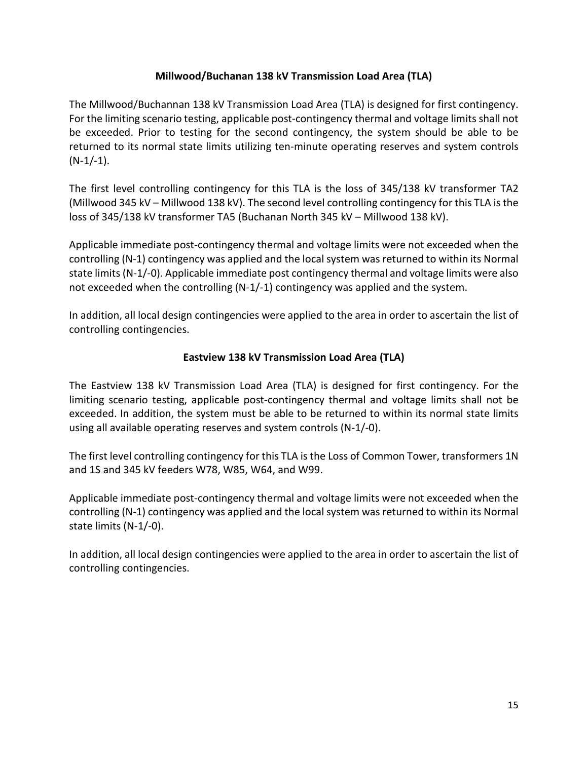### Millwood/Buchanan 138 kV Transmission Load Area (TLA)

The Millwood/Buchannan 138 kV Transmission Load Area (TLA) is designed for first contingency. For the limiting scenario testing, applicable post-contingency thermal and voltage limits shall not be exceeded. Prior to testing for the second contingency, the system should be able to be returned to its normal state limits utilizing ten-minute operating reserves and system controls (N-1/-1).

The first level controlling contingency for this TLA is the loss of 345/138 kV transformer TA2 (Millwood 345 kV – Millwood 138 kV). The second level controlling contingency for this TLA is the loss of 345/138 kV transformer TA5 (Buchanan North 345 kV – Millwood 138 kV).

Applicable immediate post-contingency thermal and voltage limits were not exceeded when the controlling (N-1) contingency was applied and the local system was returned to within its Normal state limits (N-1/-0). Applicable immediate post contingency thermal and voltage limits were also not exceeded when the controlling (N-1/-1) contingency was applied and the system.

In addition, all local design contingencies were applied to the area in order to ascertain the list of controlling contingencies.

### Eastview 138 kV Transmission Load Area (TLA)

The Eastview 138 kV Transmission Load Area (TLA) is designed for first contingency. For the limiting scenario testing, applicable post-contingency thermal and voltage limits shall not be exceeded. In addition, the system must be able to be returned to within its normal state limits using all available operating reserves and system controls (N-1/-0).

The first level controlling contingency for this TLA is the Loss of Common Tower, transformers 1N and 1S and 345 kV feeders W78, W85, W64, and W99.

Applicable immediate post-contingency thermal and voltage limits were not exceeded when the controlling (N-1) contingency was applied and the local system was returned to within its Normal state limits (N-1/-0).

In addition, all local design contingencies were applied to the area in order to ascertain the list of controlling contingencies.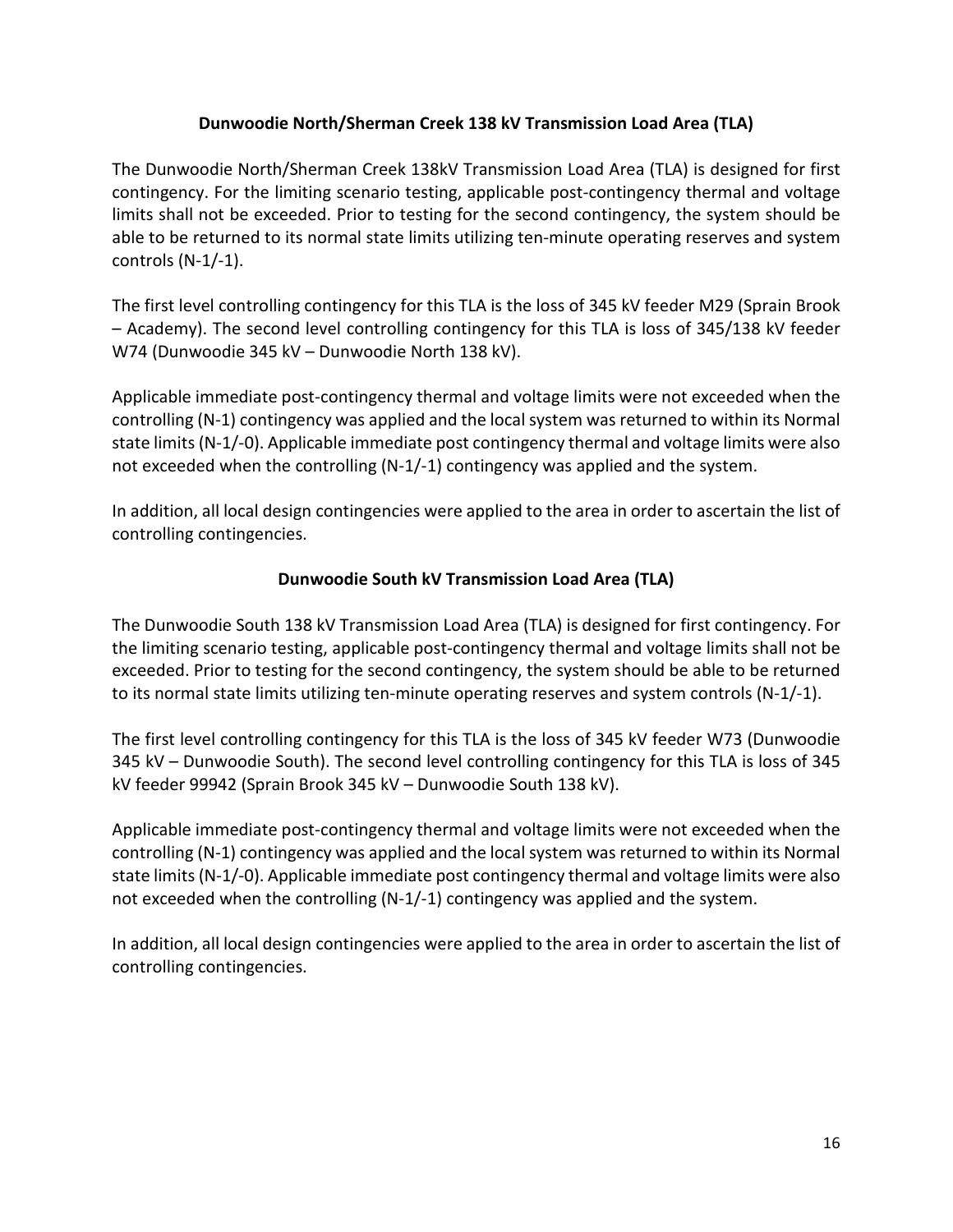## Dunwoodie North/Sherman Creek 138 kV Transmission Load Area (TLA)

The Dunwoodie North/Sherman Creek 138kV Transmission Load Area (TLA) is designed for first contingency. For the limiting scenario testing, applicable post-contingency thermal and voltage limits shall not be exceeded. Prior to testing for the second contingency, the system should be able to be returned to its normal state limits utilizing ten-minute operating reserves and system controls (N-1/-1).

The first level controlling contingency for this TLA is the loss of 345 kV feeder M29 (Sprain Brook – Academy). The second level controlling contingency for this TLA is loss of 345/138 kV feeder W74 (Dunwoodie 345 kV – Dunwoodie North 138 kV).

Applicable immediate post-contingency thermal and voltage limits were not exceeded when the controlling (N-1) contingency was applied and the local system was returned to within its Normal state limits (N-1/-0). Applicable immediate post contingency thermal and voltage limits were also not exceeded when the controlling (N-1/-1) contingency was applied and the system.

In addition, all local design contingencies were applied to the area in order to ascertain the list of controlling contingencies.

## Dunwoodie South kV Transmission Load Area (TLA)

The Dunwoodie South 138 kV Transmission Load Area (TLA) is designed for first contingency. For the limiting scenario testing, applicable post-contingency thermal and voltage limits shall not be exceeded. Prior to testing for the second contingency, the system should be able to be returned to its normal state limits utilizing ten-minute operating reserves and system controls (N-1/-1).

The first level controlling contingency for this TLA is the loss of 345 kV feeder W73 (Dunwoodie 345 kV – Dunwoodie South). The second level controlling contingency for this TLA is loss of 345 kV feeder 99942 (Sprain Brook 345 kV – Dunwoodie South 138 kV).

Applicable immediate post-contingency thermal and voltage limits were not exceeded when the controlling (N-1) contingency was applied and the local system was returned to within its Normal state limits (N-1/-0). Applicable immediate post contingency thermal and voltage limits were also not exceeded when the controlling (N-1/-1) contingency was applied and the system.

In addition, all local design contingencies were applied to the area in order to ascertain the list of controlling contingencies.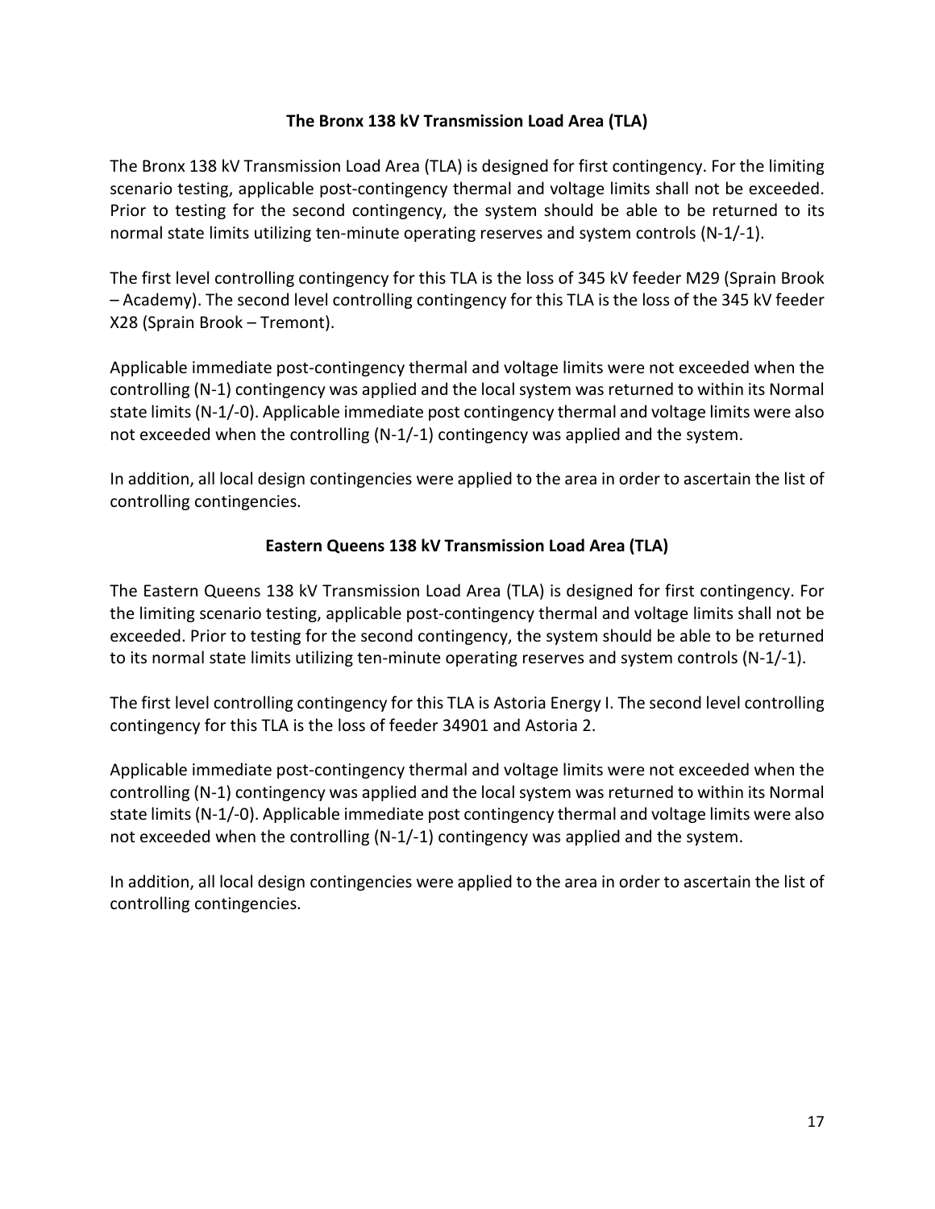### The Bronx 138 kV Transmission Load Area (TLA)

The Bronx 138 kV Transmission Load Area (TLA) is designed for first contingency. For the limiting scenario testing, applicable post-contingency thermal and voltage limits shall not be exceeded. Prior to testing for the second contingency, the system should be able to be returned to its normal state limits utilizing ten-minute operating reserves and system controls (N-1/-1).

The first level controlling contingency for this TLA is the loss of 345 kV feeder M29 (Sprain Brook – Academy). The second level controlling contingency for this TLA is the loss of the 345 kV feeder X28 (Sprain Brook – Tremont).

Applicable immediate post-contingency thermal and voltage limits were not exceeded when the controlling (N-1) contingency was applied and the local system was returned to within its Normal state limits (N-1/-0). Applicable immediate post contingency thermal and voltage limits were also not exceeded when the controlling (N-1/-1) contingency was applied and the system.

In addition, all local design contingencies were applied to the area in order to ascertain the list of controlling contingencies.

### Eastern Queens 138 kV Transmission Load Area (TLA)

The Eastern Queens 138 kV Transmission Load Area (TLA) is designed for first contingency. For the limiting scenario testing, applicable post-contingency thermal and voltage limits shall not be exceeded. Prior to testing for the second contingency, the system should be able to be returned to its normal state limits utilizing ten-minute operating reserves and system controls (N-1/-1).

The first level controlling contingency for this TLA is Astoria Energy I. The second level controlling contingency for this TLA is the loss of feeder 34901 and Astoria 2.

Applicable immediate post-contingency thermal and voltage limits were not exceeded when the controlling (N-1) contingency was applied and the local system was returned to within its Normal state limits (N-1/-0). Applicable immediate post contingency thermal and voltage limits were also not exceeded when the controlling (N-1/-1) contingency was applied and the system.

In addition, all local design contingencies were applied to the area in order to ascertain the list of controlling contingencies.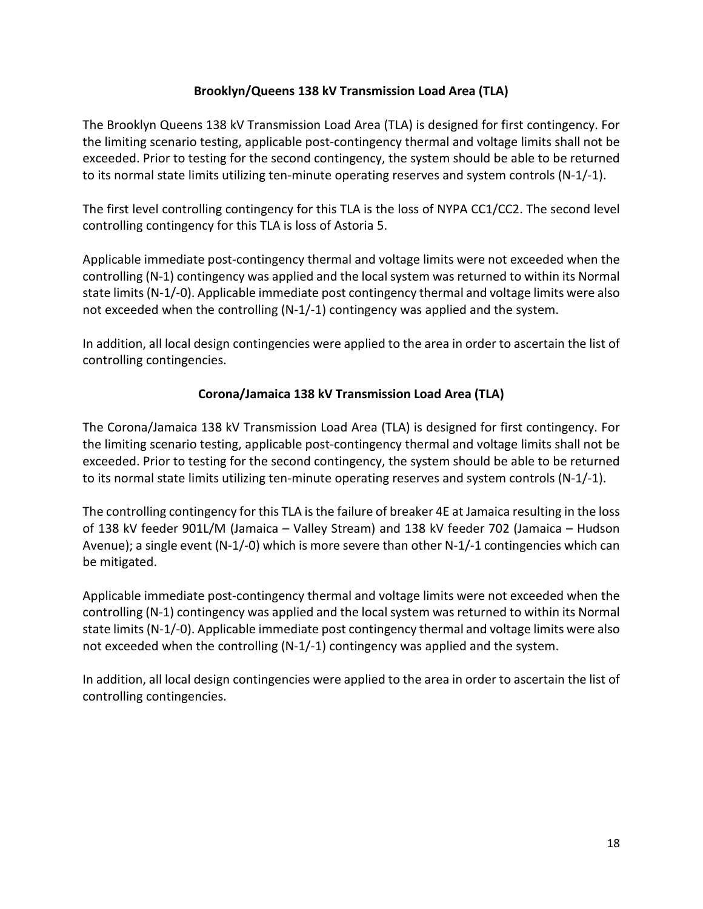## Brooklyn/Queens 138 kV Transmission Load Area (TLA)

The Brooklyn Queens 138 kV Transmission Load Area (TLA) is designed for first contingency. For the limiting scenario testing, applicable post-contingency thermal and voltage limits shall not be exceeded. Prior to testing for the second contingency, the system should be able to be returned to its normal state limits utilizing ten-minute operating reserves and system controls (N-1/-1).

The first level controlling contingency for this TLA is the loss of NYPA CC1/CC2. The second level controlling contingency for this TLA is loss of Astoria 5.

Applicable immediate post-contingency thermal and voltage limits were not exceeded when the controlling (N-1) contingency was applied and the local system was returned to within its Normal state limits (N-1/-0). Applicable immediate post contingency thermal and voltage limits were also not exceeded when the controlling (N-1/-1) contingency was applied and the system.

In addition, all local design contingencies were applied to the area in order to ascertain the list of controlling contingencies.

## Corona/Jamaica 138 kV Transmission Load Area (TLA)

The Corona/Jamaica 138 kV Transmission Load Area (TLA) is designed for first contingency. For the limiting scenario testing, applicable post-contingency thermal and voltage limits shall not be exceeded. Prior to testing for the second contingency, the system should be able to be returned to its normal state limits utilizing ten-minute operating reserves and system controls (N-1/-1).

The controlling contingency for this TLA is the failure of breaker 4E at Jamaica resulting in the loss of 138 kV feeder 901L/M (Jamaica – Valley Stream) and 138 kV feeder 702 (Jamaica – Hudson Avenue); a single event (N-1/-0) which is more severe than other N-1/-1 contingencies which can be mitigated.

Applicable immediate post-contingency thermal and voltage limits were not exceeded when the controlling (N-1) contingency was applied and the local system was returned to within its Normal state limits (N-1/-0). Applicable immediate post contingency thermal and voltage limits were also not exceeded when the controlling (N-1/-1) contingency was applied and the system.

In addition, all local design contingencies were applied to the area in order to ascertain the list of controlling contingencies.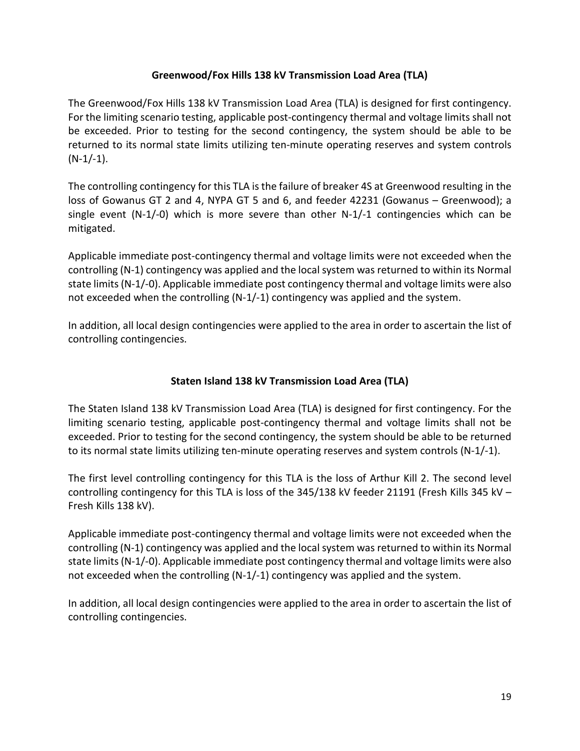**Greenwood/Fox Hills 138 kV Transmission Load Area (TLA)**

The Greenwood/Fox Hills 138 kV Transmission Load Area (TLA) is designed for first contingency. For the limiting scenario testing, applicable post-contingency thermal and voltage limits shall not be exceeded. Prior to testing for the second contingency, the system should be able to be returned to its normal state limits utilizing ten-minute operating reserves and system controls (N-1/-1).

The controlling contingency for this TLA is the failure of breaker 4S at Greenwood resulting in the loss of Gowanus GT 2 and 4, NYPA GT 5 and 6, and feeder 42231 (Gowanus – Greenwood); a single event (N-1/-0) which is more severe than other N-1/-1 contingencies which can be mitigated.

Applicable immediate post-contingency thermal and voltage limits were not exceeded when the controlling (N-1) contingency was applied and the local system was returned to within its Normal state limits (N-1/-0). Applicable immediate post contingency thermal and voltage limits were also not exceeded when the controlling (N-1/-1) contingency was applied and the system.

In addition, all local design contingencies were applied to the area in order to ascertain the list of controlling contingencies.

**Staten Island 138 kV Transmission Load Area (TLA)**

The Staten Island 138 kV Transmission Load Area (TLA) is designed for first contingency. For the limiting scenario testing, applicable post-contingency thermal and voltage limits shall not be exceeded. Prior to testing for the second contingency, the system should be able to be returned to its normal state limits utilizing ten-minute operating reserves and system controls (N-1/-1).

The first level controlling contingency for this TLA is the loss of Arthur Kill 2. The second level controlling contingency for this TLA is loss of the 345/138 kV feeder 21191 (Fresh Kills 345 kV – Fresh Kills 138 kV).

Applicable immediate post-contingency thermal and voltage limits were not exceeded when the controlling (N-1) contingency was applied and the local system was returned to within its Normal state limits (N-1/-0). Applicable immediate post contingency thermal and voltage limits were also not exceeded when the controlling (N-1/-1) contingency was applied and the system.

In addition, all local design contingencies were applied to the area in order to ascertain the list of controlling contingencies.